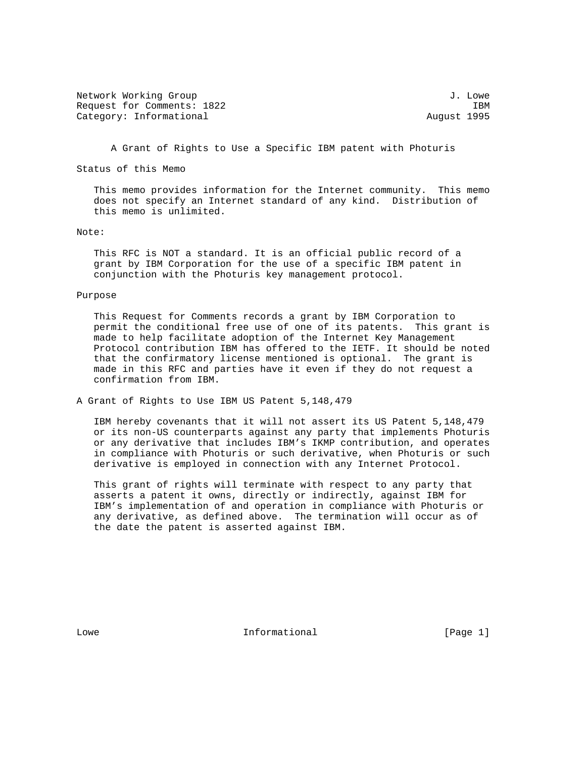Network Working Group J. Lowe
Request for Comments: 1822 IBM
Category: Informational August 1995

# A Grant of Rights to Use a Specific IBM patent with Photuris

## Status of this Memo

This memo provides information for the Internet community. This memo does not specify an Internet standard of any kind. Distribution of this memo is unlimited.

## Note:

This RFC is NOT a standard. It is an official public record of a grant by IBM Corporation for the use of a specific IBM patent in conjunction with the Photuris key management protocol.

## Purpose

This Request for Comments records a grant by IBM Corporation to permit the conditional free use of one of its patents. This grant is made to help facilitate adoption of the Internet Key Management Protocol contribution IBM has offered to the IETF. It should be noted that the confirmatory license mentioned is optional. The grant is made in this RFC and parties have it even if they do not request a confirmation from IBM.

## A Grant of Rights to Use IBM US Patent 5,148,479

IBM hereby covenants that it will not assert its US Patent 5,148,479 or its non-US counterparts against any party that implements Photuris or any derivative that includes IBM's IKMP contribution, and operates in compliance with Photuris or such derivative, when Photuris or such derivative is employed in connection with any Internet Protocol.

This grant of rights will terminate with respect to any party that asserts a patent it owns, directly or indirectly, against IBM for IBM's implementation of and operation in compliance with Photuris or any derivative, as defined above. The termination will occur as of the date the patent is asserted against IBM.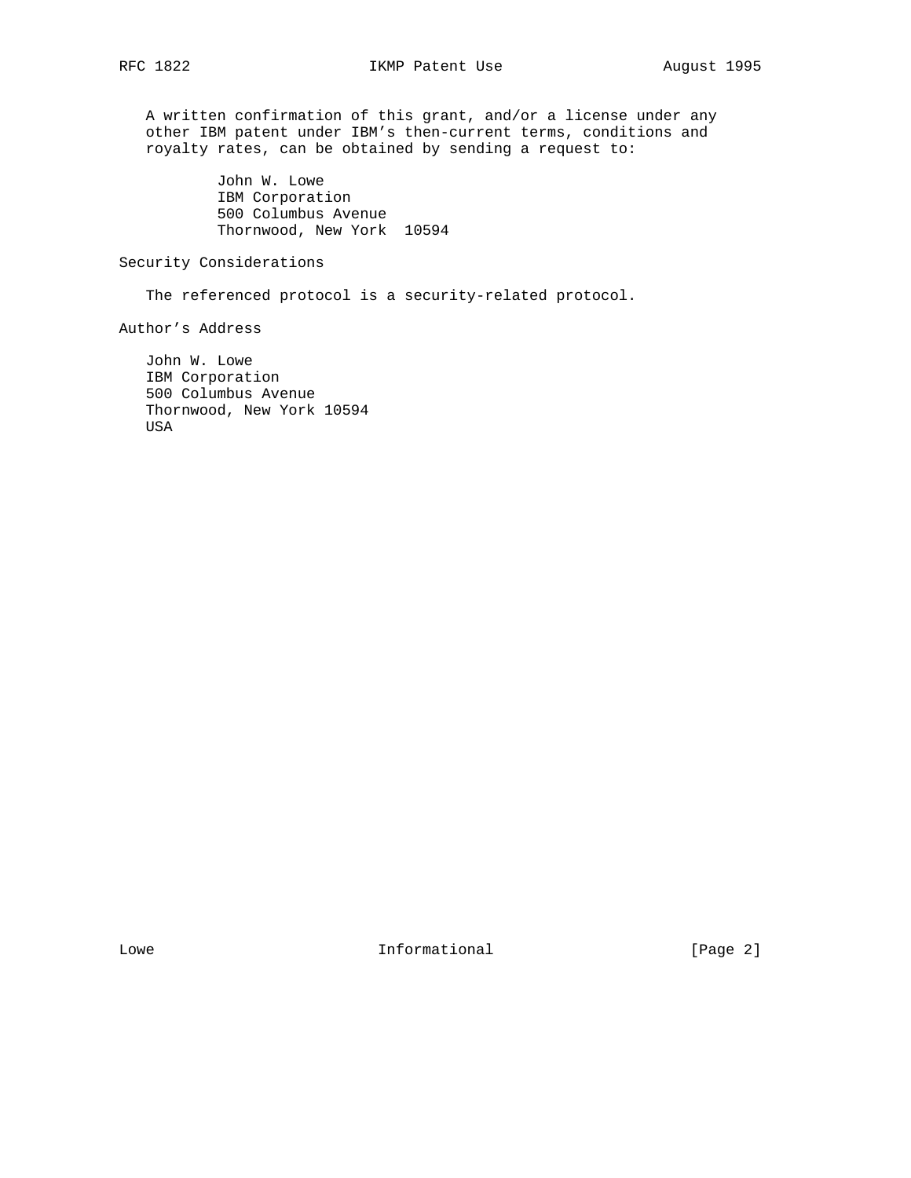A written confirmation of this grant, and/or a license under any other IBM patent under IBM's then-current terms, conditions and royalty rates, can be obtained by sending a request to:

John W. Lowe
IBM Corporation
500 Columbus Avenue
Thornwood, New York 10594

## Security Considerations

The referenced protocol is a security-related protocol.

## Author's Address

John W. Lowe
IBM Corporation
500 Columbus Avenue
Thornwood, New York 10594
USA